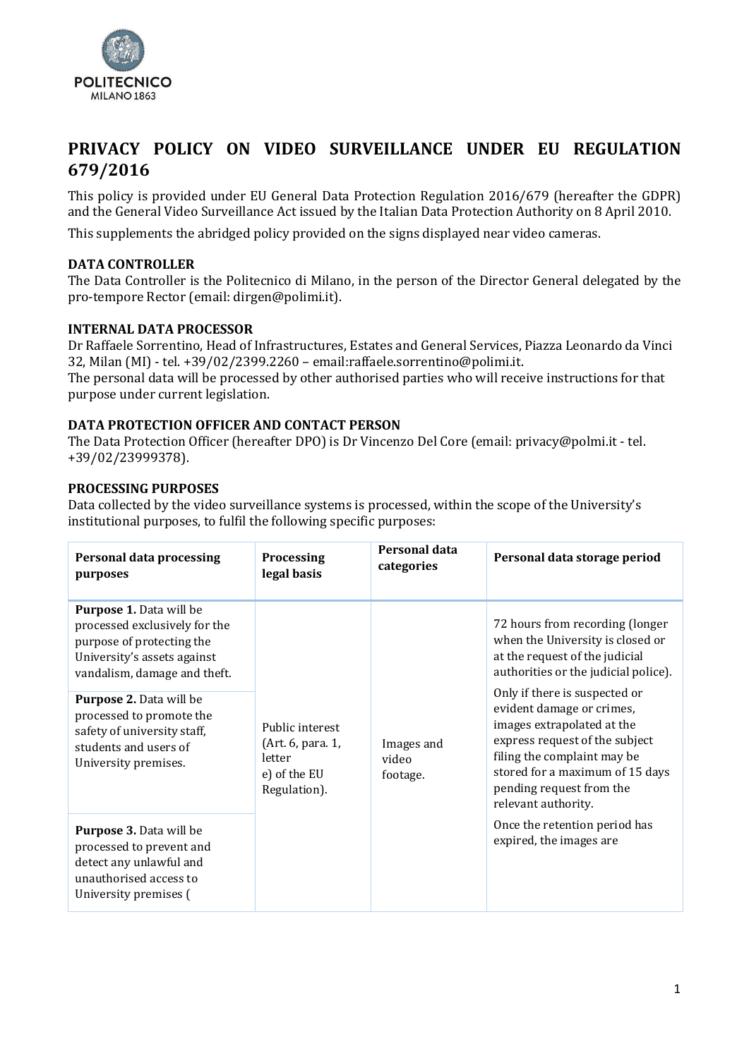# PRIVACY POLICY ON VIDEO SURVEILLANCE UNDER EU REGULATION 679/2016

This policy is provided under EU General Data Protection Regulation 2016/679 (hereafter the GDPR) and the General Video Surveillance Act issued by the Italian Data Protection Authority on 8 April 2010.

This supplements the abridged policy provided on the signs displayed near video cameras.

### DATA CONTROLLER

The Data Controller is the Politecnico di Milano, in the person of the Director General delegated by the pro-tempore Rector (email: dirgen@polimi.it).

### INTERNAL DATA PROCESSOR

Dr Raffaele Sorrentino, Head of Infrastructures, Estates and General Services, Piazza Leonardo da Vinci 32, Milan (MI) - tel. +39/02/2399.2260 – email:raffaele.sorrentino@polimi.it.
The personal data will be processed by other authorised parties who will receive instructions for that purpose under current legislation.

### DATA PROTECTION OFFICER AND CONTACT PERSON

The Data Protection Officer (hereafter DPO) is Dr Vincenzo Del Core (email: privacy@polmi.it - tel. +39/02/23999378).

### PROCESSING PURPOSES

Data collected by the video surveillance systems is processed, within the scope of the University's institutional purposes, to fulfil the following specific purposes:

| Personal data processing purposes | Processing legal basis | Personal data categories | Personal data storage period |
|---|---|---|---|
| **Purpose 1.** Data will be processed exclusively for the purpose of protecting the University's assets against vandalism, damage and theft.<br><br>**Purpose 2.** Data will be processed to promote the safety of university staff, students and users of University premises.<br><br>**Purpose 3.** Data will be processed to prevent and detect any unlawful and unauthorised access to University premises ( | Public interest (Art. 6, para. 1, letter e) of the EU Regulation). | Images and video footage. | 72 hours from recording (longer when the University is closed or at the request of the judicial authorities or the judicial police).<br><br>Only if there is suspected or evident damage or crimes, images extrapolated at the express request of the subject filing the complaint may be stored for a maximum of 15 days pending request from the relevant authority.<br><br>Once the retention period has expired, the images are |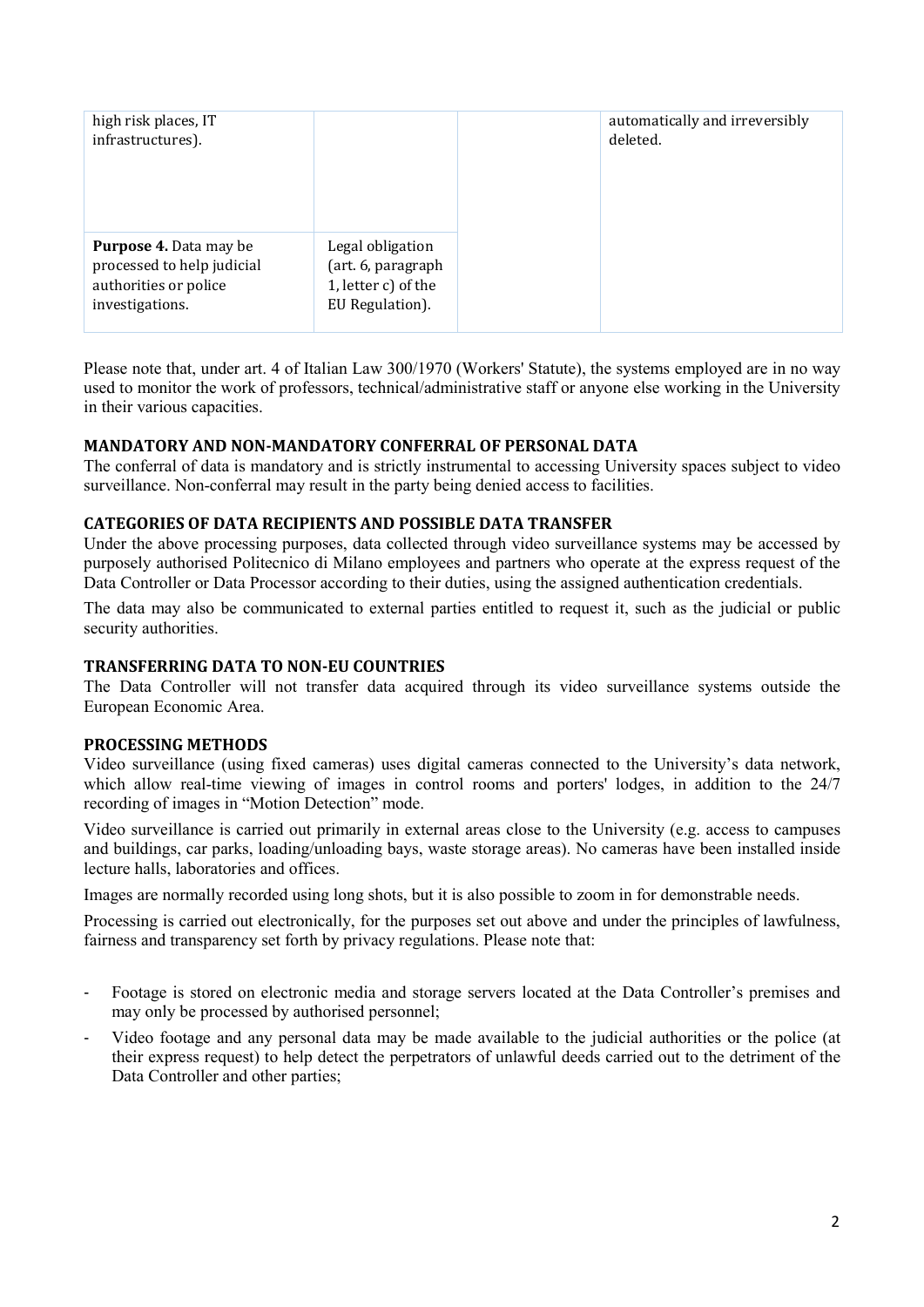| | | | |
|---|---|---|---|
| high risk places, IT infrastructures). | | | automatically and irreversibly deleted. |
| **Purpose 4.** Data may be processed to help judicial authorities or police investigations. | Legal obligation (art. 6, paragraph 1, letter c) of the EU Regulation). | | |

Please note that, under art. 4 of Italian Law 300/1970 (Workers' Statute), the systems employed are in no way used to monitor the work of professors, technical/administrative staff or anyone else working in the University in their various capacities.

**MANDATORY AND NON-MANDATORY CONFERRAL OF PERSONAL DATA**

The conferral of data is mandatory and is strictly instrumental to accessing University spaces subject to video surveillance. Non-conferral may result in the party being denied access to facilities.

**CATEGORIES OF DATA RECIPIENTS AND POSSIBLE DATA TRANSFER**

Under the above processing purposes, data collected through video surveillance systems may be accessed by purposely authorised Politecnico di Milano employees and partners who operate at the express request of the Data Controller or Data Processor according to their duties, using the assigned authentication credentials.

The data may also be communicated to external parties entitled to request it, such as the judicial or public security authorities.

**TRANSFERRING DATA TO NON-EU COUNTRIES**

The Data Controller will not transfer data acquired through its video surveillance systems outside the European Economic Area.

**PROCESSING METHODS**

Video surveillance (using fixed cameras) uses digital cameras connected to the University's data network, which allow real-time viewing of images in control rooms and porters' lodges, in addition to the 24/7 recording of images in "Motion Detection" mode.

Video surveillance is carried out primarily in external areas close to the University (e.g. access to campuses and buildings, car parks, loading/unloading bays, waste storage areas). No cameras have been installed inside lecture halls, laboratories and offices.

Images are normally recorded using long shots, but it is also possible to zoom in for demonstrable needs.

Processing is carried out electronically, for the purposes set out above and under the principles of lawfulness, fairness and transparency set forth by privacy regulations. Please note that:

- Footage is stored on electronic media and storage servers located at the Data Controller's premises and may only be processed by authorised personnel;
- Video footage and any personal data may be made available to the judicial authorities or the police (at their express request) to help detect the perpetrators of unlawful deeds carried out to the detriment of the Data Controller and other parties;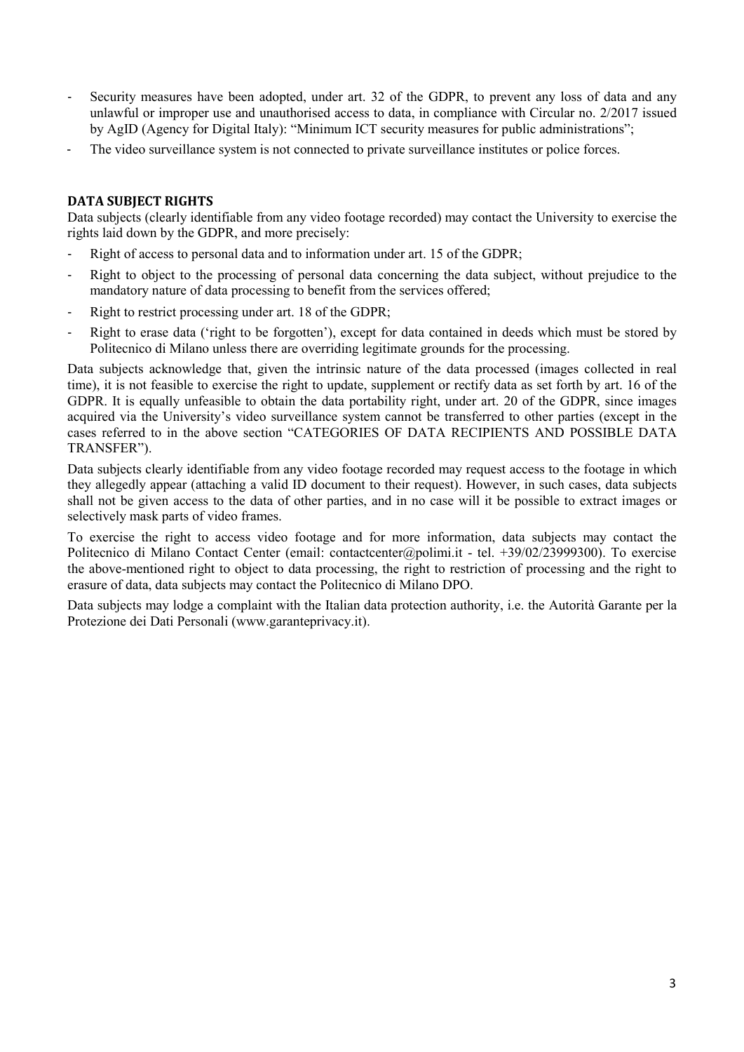- Security measures have been adopted, under art. 32 of the GDPR, to prevent any loss of data and any unlawful or improper use and unauthorised access to data, in compliance with Circular no. 2/2017 issued by AgID (Agency for Digital Italy): "Minimum ICT security measures for public administrations";
- The video surveillance system is not connected to private surveillance institutes or police forces.

## DATA SUBJECT RIGHTS

Data subjects (clearly identifiable from any video footage recorded) may contact the University to exercise the rights laid down by the GDPR, and more precisely:

- Right of access to personal data and to information under art. 15 of the GDPR;
- Right to object to the processing of personal data concerning the data subject, without prejudice to the mandatory nature of data processing to benefit from the services offered;
- Right to restrict processing under art. 18 of the GDPR;
- Right to erase data ('right to be forgotten'), except for data contained in deeds which must be stored by Politecnico di Milano unless there are overriding legitimate grounds for the processing.

Data subjects acknowledge that, given the intrinsic nature of the data processed (images collected in real time), it is not feasible to exercise the right to update, supplement or rectify data as set forth by art. 16 of the GDPR. It is equally unfeasible to obtain the data portability right, under art. 20 of the GDPR, since images acquired via the University's video surveillance system cannot be transferred to other parties (except in the cases referred to in the above section "CATEGORIES OF DATA RECIPIENTS AND POSSIBLE DATA TRANSFER").

Data subjects clearly identifiable from any video footage recorded may request access to the footage in which they allegedly appear (attaching a valid ID document to their request). However, in such cases, data subjects shall not be given access to the data of other parties, and in no case will it be possible to extract images or selectively mask parts of video frames.

To exercise the right to access video footage and for more information, data subjects may contact the Politecnico di Milano Contact Center (email: contactcenter@polimi.it - tel. +39/02/23999300). To exercise the above-mentioned right to object to data processing, the right to restriction of processing and the right to erasure of data, data subjects may contact the Politecnico di Milano DPO.

Data subjects may lodge a complaint with the Italian data protection authority, i.e. the Autorità Garante per la Protezione dei Dati Personali (www.garanteprivacy.it).